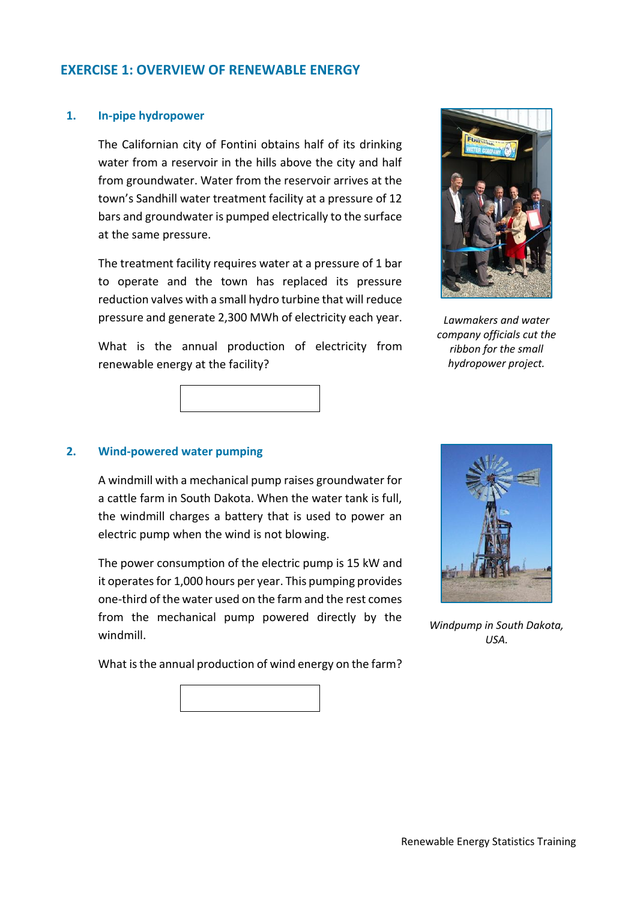## EXERCISE 1: OVERVIEW OF RENEWABLE ENERGY

### 1. In-pipe hydropower

The Californian city of Fontini obtains half of its drinking water from a reservoir in the hills above the city and half from groundwater. Water from the reservoir arrives at the town's Sandhill water treatment facility at a pressure of 12 bars and groundwater is pumped electrically to the surface at the same pressure.

The treatment facility requires water at a pressure of 1 bar to operate and the town has replaced its pressure reduction valves with a small hydro turbine that will reduce pressure and generate 2,300 MWh of electricity each year.

What is the annual production of electricity from renewable energy at the facility?

*Lawmakers and water company officials cut the ribbon for the small hydropower project.*

### 2. Wind-powered water pumping

A windmill with a mechanical pump raises groundwater for a cattle farm in South Dakota. When the water tank is full, the windmill charges a battery that is used to power an electric pump when the wind is not blowing.

The power consumption of the electric pump is 15 kW and it operates for 1,000 hours per year. This pumping provides one-third of the water used on the farm and the rest comes from the mechanical pump powered directly by the windmill.

What is the annual production of wind energy on the farm?

*Windpump in South Dakota, USA.*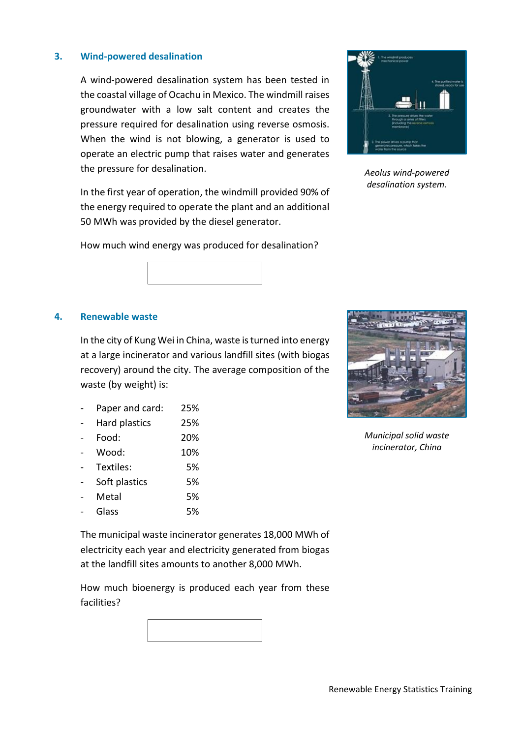### 3. Wind-powered desalination

A wind-powered desalination system has been tested in the coastal village of Ocachu in Mexico. The windmill raises groundwater with a low salt content and creates the pressure required for desalination using reverse osmosis. When the wind is not blowing, a generator is used to operate an electric pump that raises water and generates the pressure for desalination.

In the first year of operation, the windmill provided 90% of the energy required to operate the plant and an additional 50 MWh was provided by the diesel generator.

How much wind energy was produced for desalination?

*Aeolus wind-powered desalination system.*

### 4. Renewable waste

In the city of Kung Wei in China, waste is turned into energy at a large incinerator and various landfill sites (with biogas recovery) around the city. The average composition of the waste (by weight) is:

- Paper and card: 25%
- Hard plastics 25%
- Food: 20%
- Wood: 10%
- Textiles: 5%
- Soft plastics 5%
- Metal 5%
- Glass 5%

The municipal waste incinerator generates 18,000 MWh of electricity each year and electricity generated from biogas at the landfill sites amounts to another 8,000 MWh.

How much bioenergy is produced each year from these facilities?

*Municipal solid waste incinerator, China*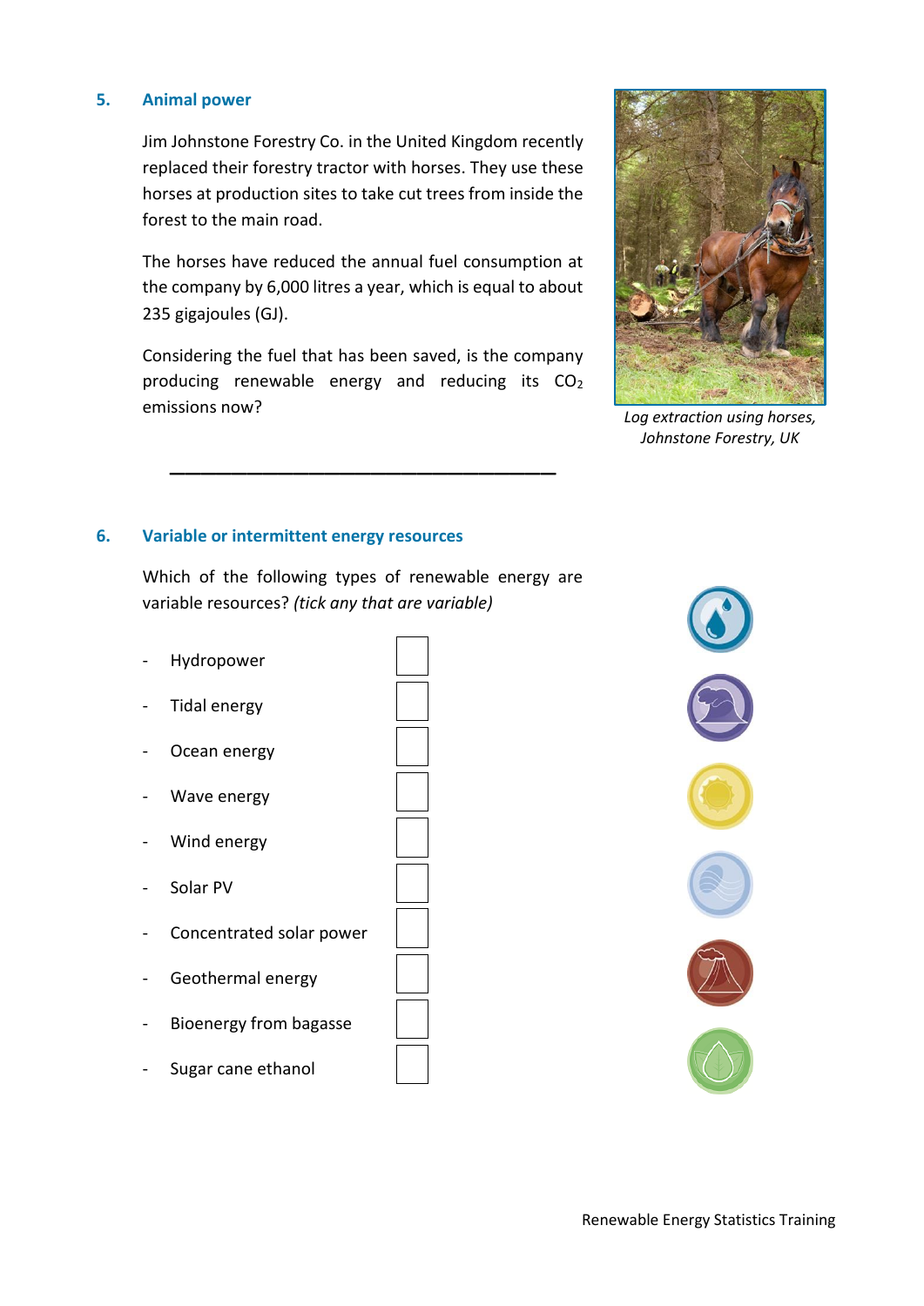## 5. Animal power

Jim Johnstone Forestry Co. in the United Kingdom recently replaced their forestry tractor with horses. They use these horses at production sites to take cut trees from inside the forest to the main road.

The horses have reduced the annual fuel consumption at the company by 6,000 litres a year, which is equal to about 235 gigajoules (GJ).

Considering the fuel that has been saved, is the company producing renewable energy and reducing its $CO_2$ emissions now?

*Log extraction using horses, Johnstone Forestry, UK*

\_\_\_\_\_\_\_\_\_\_\_\_\_\_\_\_\_\_\_\_\_\_\_\_\_\_\_\_\_\_\_\_\_\_\_\_\_\_\_\_

## 6. Variable or intermittent energy resources

Which of the following types of renewable energy are variable resources? *(tick any that are variable)*

- Hydropower ☐
- Tidal energy ☐
- Ocean energy ☐
- Wave energy ☐
- Wind energy ☐
- Solar PV ☐
- Concentrated solar power ☐
- Geothermal energy ☐
- Bioenergy from bagasse ☐
- Sugar cane ethanol ☐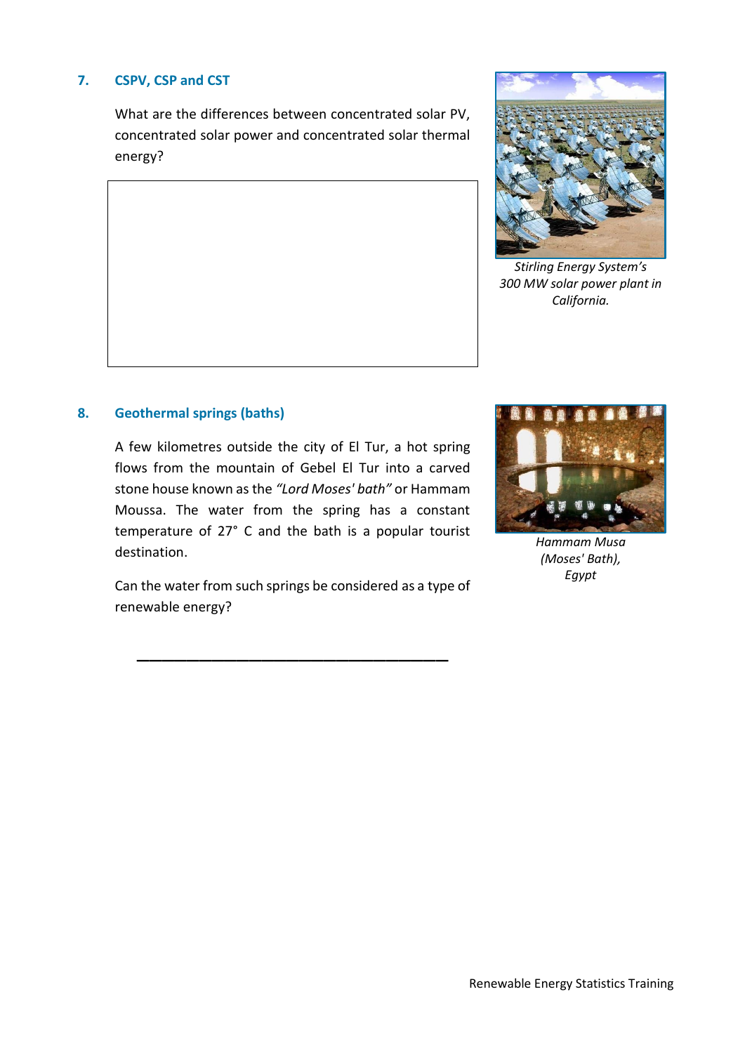### 7. CSPV, CSP and CST

What are the differences between concentrated solar PV, concentrated solar power and concentrated solar thermal energy?

*Stirling Energy System's 300 MW solar power plant in California.*

### 8. Geothermal springs (baths)

A few kilometres outside the city of El Tur, a hot spring flows from the mountain of Gebel El Tur into a carved stone house known as the *"Lord Moses' bath"* or Hammam Moussa. The water from the spring has a constant temperature of 27° C and the bath is a popular tourist destination.

Can the water from such springs be considered as a type of renewable energy?

*Hammam Musa (Moses' Bath), Egypt*

\_\_\_\_\_\_\_\_\_\_\_\_\_\_\_\_\_\_\_\_\_\_\_\_\_\_\_\_\_\_\_\_\_\_\_\_\_\_\_\_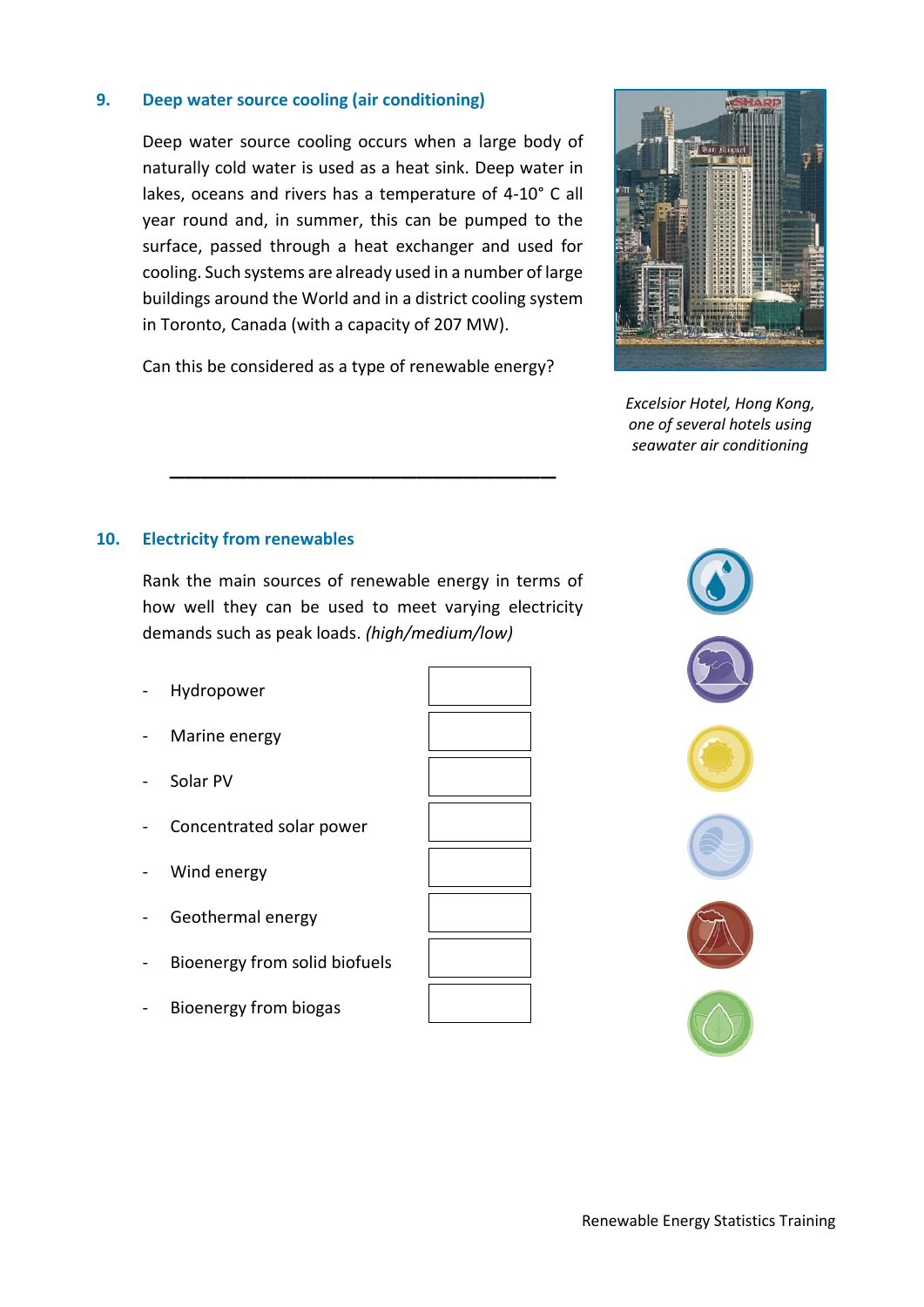## 9. Deep water source cooling (air conditioning)

Deep water source cooling occurs when a large body of naturally cold water is used as a heat sink. Deep water in lakes, oceans and rivers has a temperature of 4-10° C all year round and, in summer, this can be pumped to the surface, passed through a heat exchanger and used for cooling. Such systems are already used in a number of large buildings around the World and in a district cooling system in Toronto, Canada (with a capacity of 207 MW).

Can this be considered as a type of renewable energy?

*Excelsior Hotel, Hong Kong, one of several hotels using seawater air conditioning*

\_\_\_\_\_\_\_\_\_\_\_\_\_\_\_\_\_\_\_\_\_\_\_\_\_\_\_\_\_\_\_\_\_\_\_\_\_\_\_\_

## 10. Electricity from renewables

Rank the main sources of renewable energy in terms of how well they can be used to meet varying electricity demands such as peak loads. *(high/medium/low)*

| | |
|---|---|
| - Hydropower | |
| - Marine energy | |
| - Solar PV | |
| - Concentrated solar power | |
| - Wind energy | |
| - Geothermal energy | |
| - Bioenergy from solid biofuels | |
| - Bioenergy from biogas | |